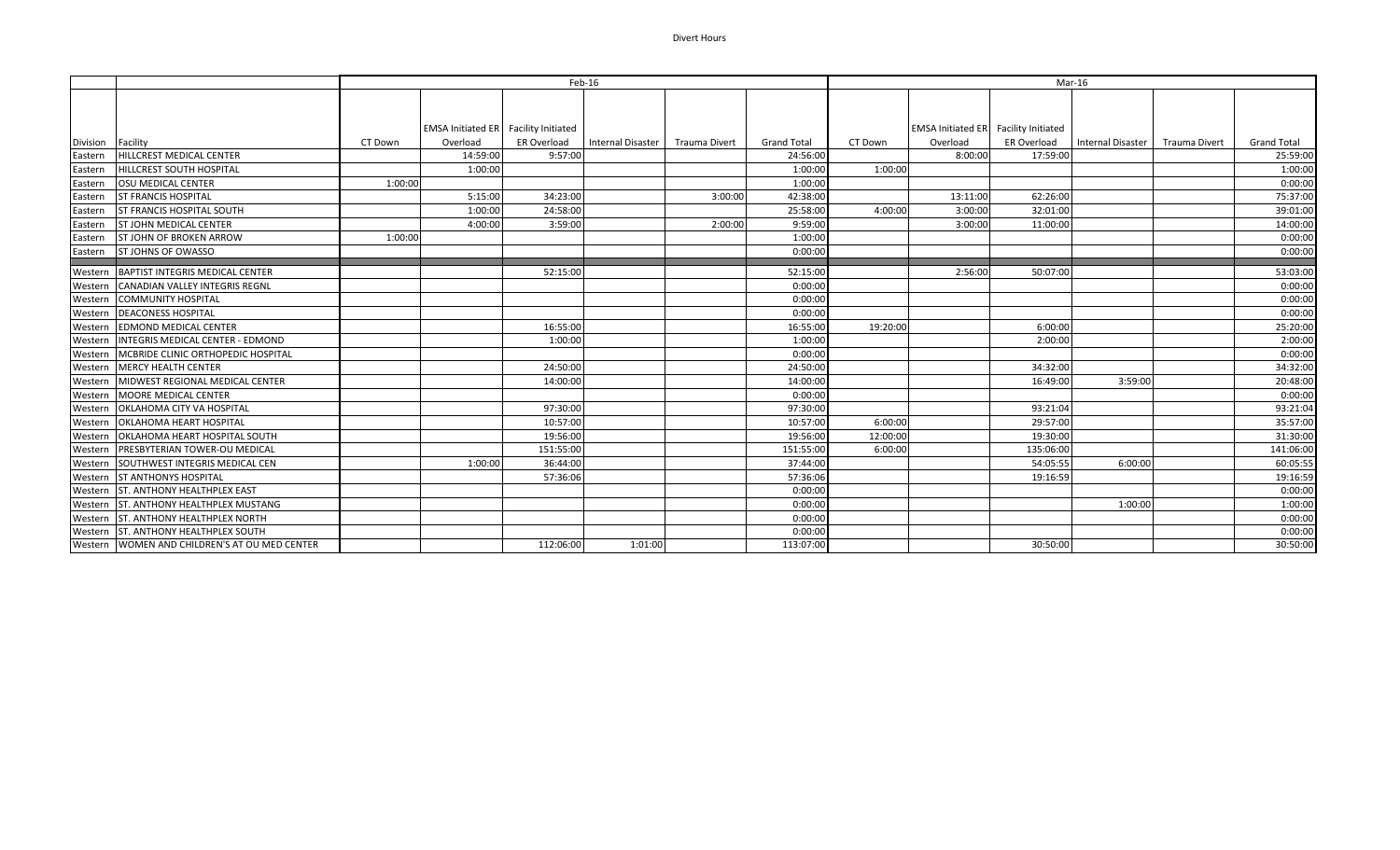# Divert Hours

| Division | Facility | Feb-16 | | | | | | Mar-16 | | | | | |
|---|---|---|---|---|---|---|---|---|---|---|---|---|---|
| | | CT Down | EMSA Initiated ER Overload | Facility Initiated ER Overload | Internal Disaster | Trauma Divert | Grand Total | CT Down | EMSA Initiated ER Overload | Facility Initiated ER Overload | Internal Disaster | Trauma Divert | Grand Total |
| Eastern | HILLCREST MEDICAL CENTER | | 14:59:00 | 9:57:00 | | | 24:56:00 | | 8:00:00 | 17:59:00 | | | 25:59:00 |
| Eastern | HILLCREST SOUTH HOSPITAL | | 1:00:00 | | | | 1:00:00 | 1:00:00 | | | | | 1:00:00 |
| Eastern | OSU MEDICAL CENTER | 1:00:00 | | | | | 1:00:00 | | | | | | 0:00:00 |
| Eastern | ST FRANCIS HOSPITAL | | 5:15:00 | 34:23:00 | | 3:00:00 | 42:38:00 | | 13:11:00 | 62:26:00 | | | 75:37:00 |
| Eastern | ST FRANCIS HOSPITAL SOUTH | | 1:00:00 | 24:58:00 | | | 25:58:00 | 4:00:00 | 3:00:00 | 32:01:00 | | | 39:01:00 |
| Eastern | ST JOHN MEDICAL CENTER | | 4:00:00 | 3:59:00 | | 2:00:00 | 9:59:00 | | 3:00:00 | 11:00:00 | | | 14:00:00 |
| Eastern | ST JOHN OF BROKEN ARROW | 1:00:00 | | | | | 1:00:00 | | | | | | 0:00:00 |
| Eastern | ST JOHNS OF OWASSO | | | | | | 0:00:00 | | | | | | 0:00:00 |
| | | | | | | | | | | | | | |
| Western | BAPTIST INTEGRIS MEDICAL CENTER | | | 52:15:00 | | | 52:15:00 | | 2:56:00 | 50:07:00 | | | 53:03:00 |
| Western | CANADIAN VALLEY INTEGRIS REGNL | | | | | | 0:00:00 | | | | | | 0:00:00 |
| Western | COMMUNITY HOSPITAL | | | | | | 0:00:00 | | | | | | 0:00:00 |
| Western | DEACONESS HOSPITAL | | | | | | 0:00:00 | | | | | | 0:00:00 |
| Western | EDMOND MEDICAL CENTER | | | 16:55:00 | | | 16:55:00 | 19:20:00 | | 6:00:00 | | | 25:20:00 |
| Western | INTEGRIS MEDICAL CENTER - EDMOND | | | 1:00:00 | | | 1:00:00 | | | 2:00:00 | | | 2:00:00 |
| Western | MCBRIDE CLINIC ORTHOPEDIC HOSPITAL | | | | | | 0:00:00 | | | | | | 0:00:00 |
| Western | MERCY HEALTH CENTER | | | 24:50:00 | | | 24:50:00 | | | 34:32:00 | | | 34:32:00 |
| Western | MIDWEST REGIONAL MEDICAL CENTER | | | 14:00:00 | | | 14:00:00 | | | 16:49:00 | 3:59:00 | | 20:48:00 |
| Western | MOORE MEDICAL CENTER | | | | | | 0:00:00 | | | | | | 0:00:00 |
| Western | OKLAHOMA CITY VA HOSPITAL | | | 97:30:00 | | | 97:30:00 | | | 93:21:04 | | | 93:21:04 |
| Western | OKLAHOMA HEART HOSPITAL | | | 10:57:00 | | | 10:57:00 | 6:00:00 | | 29:57:00 | | | 35:57:00 |
| Western | OKLAHOMA HEART HOSPITAL SOUTH | | | 19:56:00 | | | 19:56:00 | 12:00:00 | | 19:30:00 | | | 31:30:00 |
| Western | PRESBYTERIAN TOWER-OU MEDICAL | | | 151:55:00 | | | 151:55:00 | 6:00:00 | | 135:06:00 | | | 141:06:00 |
| Western | SOUTHWEST INTEGRIS MEDICAL CEN | | 1:00:00 | 36:44:00 | | | 37:44:00 | | | 54:05:55 | 6:00:00 | | 60:05:55 |
| Western | ST ANTHONYS HOSPITAL | | | 57:36:06 | | | 57:36:06 | | | 19:16:59 | | | 19:16:59 |
| Western | ST. ANTHONY HEALTHPLEX EAST | | | | | | 0:00:00 | | | | | | 0:00:00 |
| Western | ST. ANTHONY HEALTHPLEX MUSTANG | | | | | | 0:00:00 | | | | 1:00:00 | | 1:00:00 |
| Western | ST. ANTHONY HEALTHPLEX NORTH | | | | | | 0:00:00 | | | | | | 0:00:00 |
| Western | ST. ANTHONY HEALTHPLEX SOUTH | | | | | | 0:00:00 | | | | | | 0:00:00 |
| Western | WOMEN AND CHILDREN'S AT OU MED CENTER | | | 112:06:00 | 1:01:00 | | 113:07:00 | | | 30:50:00 | | | 30:50:00 |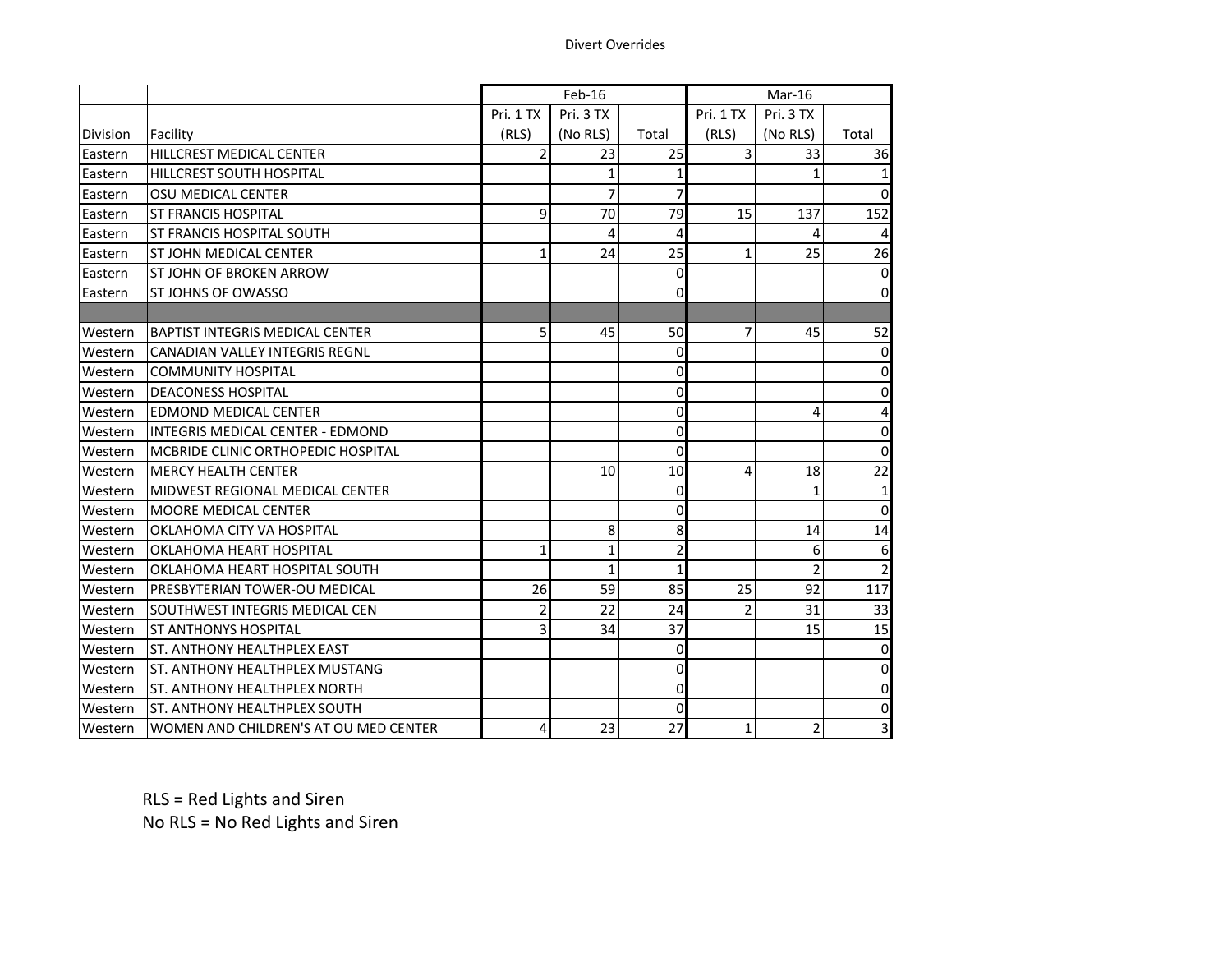Divert Overrides

| | | Feb-16 | | | Mar-16 | | |
|---|---|---|---|---|---|---|---|
| | | Pri. 1 TX (RLS) | Pri. 3 TX (No RLS) | Total | Pri. 1 TX (RLS) | Pri. 3 TX (No RLS) | Total |
| Division | Facility | | | | | | |
| Eastern | HILLCREST MEDICAL CENTER | 2 | 23 | 25 | 3 | 33 | 36 |
| Eastern | HILLCREST SOUTH HOSPITAL | | 1 | 1 | | 1 | 1 |
| Eastern | OSU MEDICAL CENTER | | 7 | 7 | | | 0 |
| Eastern | ST FRANCIS HOSPITAL | 9 | 70 | 79 | 15 | 137 | 152 |
| Eastern | ST FRANCIS HOSPITAL SOUTH | | 4 | 4 | | 4 | 4 |
| Eastern | ST JOHN MEDICAL CENTER | 1 | 24 | 25 | 1 | 25 | 26 |
| Eastern | ST JOHN OF BROKEN ARROW | | | 0 | | | 0 |
| Eastern | ST JOHNS OF OWASSO | | | 0 | | | 0 |
| | | | | | | | |
| Western | BAPTIST INTEGRIS MEDICAL CENTER | 5 | 45 | 50 | 7 | 45 | 52 |
| Western | CANADIAN VALLEY INTEGRIS REGNL | | | 0 | | | 0 |
| Western | COMMUNITY HOSPITAL | | | 0 | | | 0 |
| Western | DEACONESS HOSPITAL | | | 0 | | | 0 |
| Western | EDMOND MEDICAL CENTER | | | 0 | | 4 | 4 |
| Western | INTEGRIS MEDICAL CENTER - EDMOND | | | 0 | | | 0 |
| Western | MCBRIDE CLINIC ORTHOPEDIC HOSPITAL | | | 0 | | | 0 |
| Western | MERCY HEALTH CENTER | | 10 | 10 | 4 | 18 | 22 |
| Western | MIDWEST REGIONAL MEDICAL CENTER | | | 0 | | 1 | 1 |
| Western | MOORE MEDICAL CENTER | | | 0 | | | 0 |
| Western | OKLAHOMA CITY VA HOSPITAL | | 8 | 8 | | 14 | 14 |
| Western | OKLAHOMA HEART HOSPITAL | 1 | 1 | 2 | | 6 | 6 |
| Western | OKLAHOMA HEART HOSPITAL SOUTH | | 1 | 1 | | 2 | 2 |
| Western | PRESBYTERIAN TOWER-OU MEDICAL | 26 | 59 | 85 | 25 | 92 | 117 |
| Western | SOUTHWEST INTEGRIS MEDICAL CEN | 2 | 22 | 24 | 2 | 31 | 33 |
| Western | ST ANTHONYS HOSPITAL | 3 | 34 | 37 | | 15 | 15 |
| Western | ST. ANTHONY HEALTHPLEX EAST | | | 0 | | | 0 |
| Western | ST. ANTHONY HEALTHPLEX MUSTANG | | | 0 | | | 0 |
| Western | ST. ANTHONY HEALTHPLEX NORTH | | | 0 | | | 0 |
| Western | ST. ANTHONY HEALTHPLEX SOUTH | | | 0 | | | 0 |
| Western | WOMEN AND CHILDREN'S AT OU MED CENTER | 4 | 23 | 27 | 1 | 2 | 3 |

RLS = Red Lights and Siren
No RLS = No Red Lights and Siren